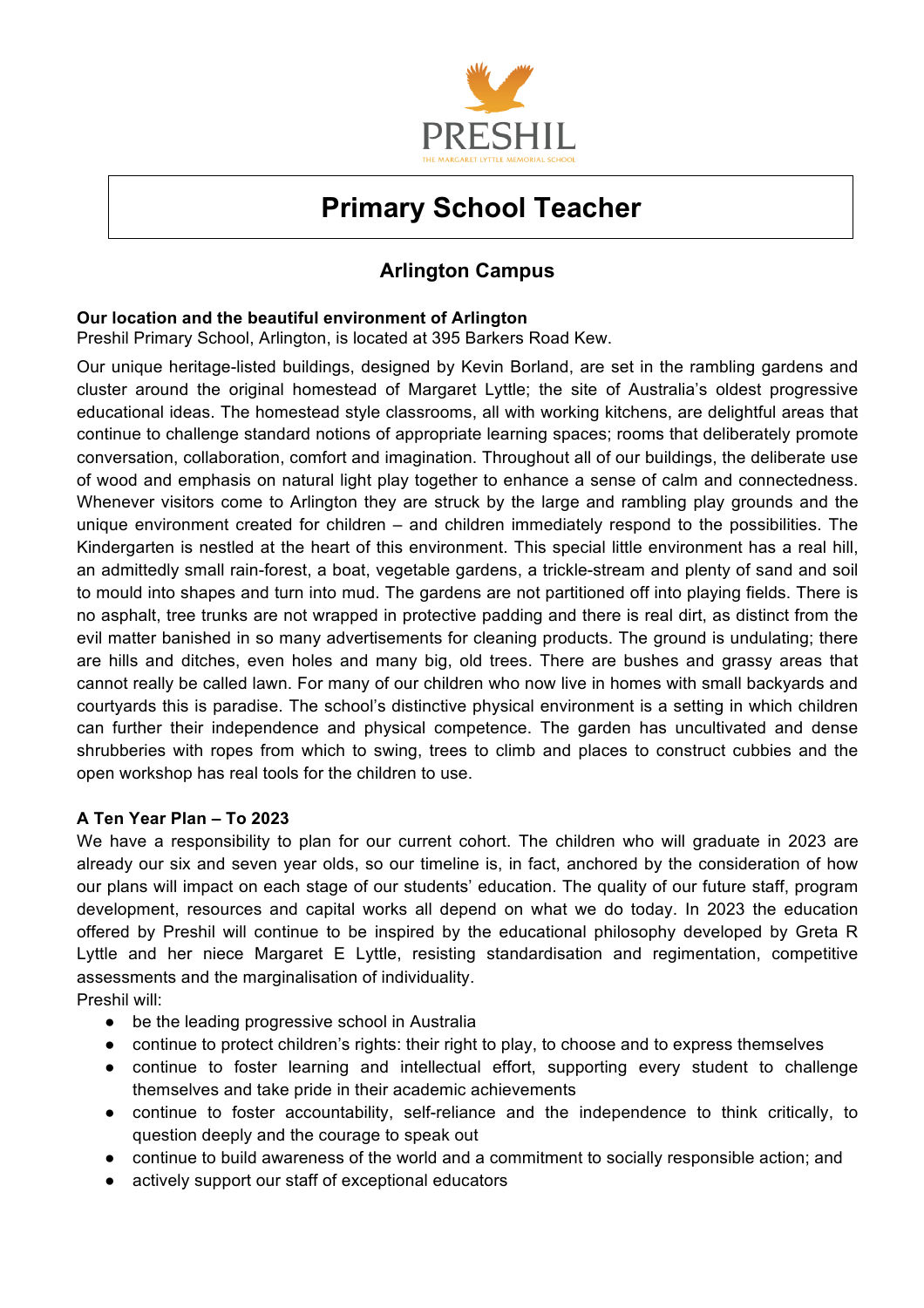PRESHIL

THE MARGARET LYTTLE MEMORIAL SCHOOL

# Primary School Teacher

## Arlington Campus

**Our location and the beautiful environment of Arlington**
Preshil Primary School, Arlington, is located at 395 Barkers Road Kew.

Our unique heritage-listed buildings, designed by Kevin Borland, are set in the rambling gardens and cluster around the original homestead of Margaret Lyttle; the site of Australia's oldest progressive educational ideas. The homestead style classrooms, all with working kitchens, are delightful areas that continue to challenge standard notions of appropriate learning spaces; rooms that deliberately promote conversation, collaboration, comfort and imagination. Throughout all of our buildings, the deliberate use of wood and emphasis on natural light play together to enhance a sense of calm and connectedness. Whenever visitors come to Arlington they are struck by the large and rambling play grounds and the unique environment created for children – and children immediately respond to the possibilities. The Kindergarten is nestled at the heart of this environment. This special little environment has a real hill, an admittedly small rain-forest, a boat, vegetable gardens, a trickle-stream and plenty of sand and soil to mould into shapes and turn into mud. The gardens are not partitioned off into playing fields. There is no asphalt, tree trunks are not wrapped in protective padding and there is real dirt, as distinct from the evil matter banished in so many advertisements for cleaning products. The ground is undulating; there are hills and ditches, even holes and many big, old trees. There are bushes and grassy areas that cannot really be called lawn. For many of our children who now live in homes with small backyards and courtyards this is paradise. The school's distinctive physical environment is a setting in which children can further their independence and physical competence. The garden has uncultivated and dense shrubberies with ropes from which to swing, trees to climb and places to construct cubbies and the open workshop has real tools for the children to use.

**A Ten Year Plan – To 2023**
We have a responsibility to plan for our current cohort. The children who will graduate in 2023 are already our six and seven year olds, so our timeline is, in fact, anchored by the consideration of how our plans will impact on each stage of our students' education. The quality of our future staff, program development, resources and capital works all depend on what we do today. In 2023 the education offered by Preshil will continue to be inspired by the educational philosophy developed by Greta R Lyttle and her niece Margaret E Lyttle, resisting standardisation and regimentation, competitive assessments and the marginalisation of individuality.
Preshil will:

- be the leading progressive school in Australia
- continue to protect children's rights: their right to play, to choose and to express themselves
- continue to foster learning and intellectual effort, supporting every student to challenge themselves and take pride in their academic achievements
- continue to foster accountability, self-reliance and the independence to think critically, to question deeply and the courage to speak out
- continue to build awareness of the world and a commitment to socially responsible action; and
- actively support our staff of exceptional educators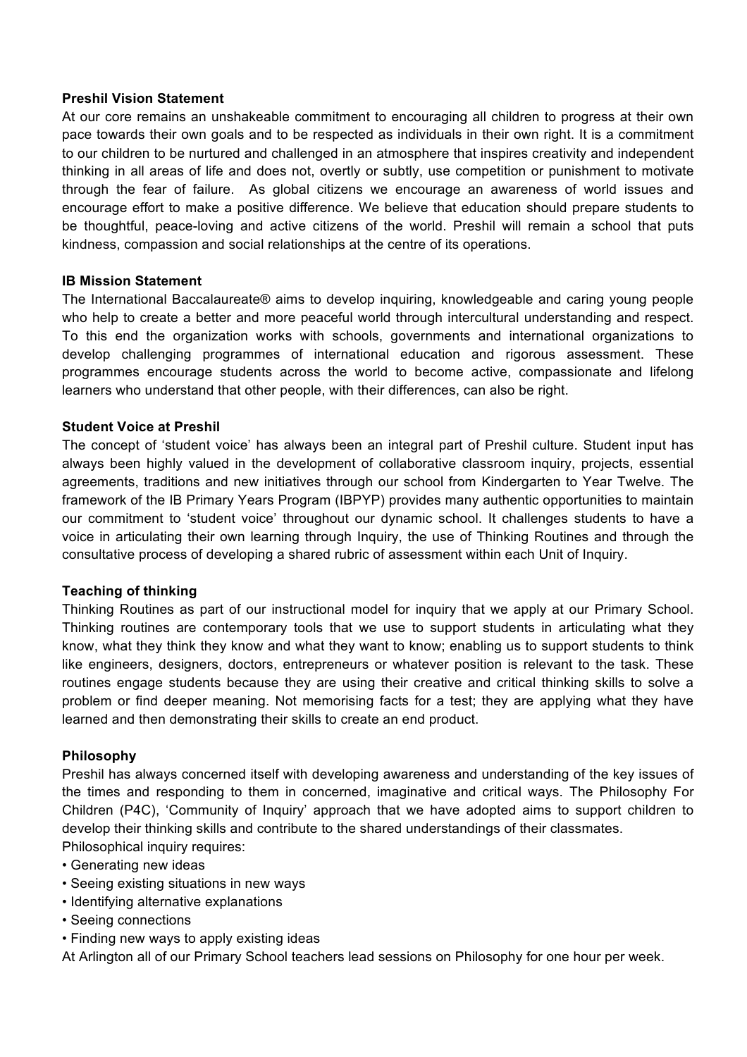**Preshil Vision Statement**

At our core remains an unshakeable commitment to encouraging all children to progress at their own pace towards their own goals and to be respected as individuals in their own right. It is a commitment to our children to be nurtured and challenged in an atmosphere that inspires creativity and independent thinking in all areas of life and does not, overtly or subtly, use competition or punishment to motivate through the fear of failure. As global citizens we encourage an awareness of world issues and encourage effort to make a positive difference. We believe that education should prepare students to be thoughtful, peace-loving and active citizens of the world. Preshil will remain a school that puts kindness, compassion and social relationships at the centre of its operations.

**IB Mission Statement**

The International Baccalaureate® aims to develop inquiring, knowledgeable and caring young people who help to create a better and more peaceful world through intercultural understanding and respect. To this end the organization works with schools, governments and international organizations to develop challenging programmes of international education and rigorous assessment. These programmes encourage students across the world to become active, compassionate and lifelong learners who understand that other people, with their differences, can also be right.

**Student Voice at Preshil**

The concept of 'student voice' has always been an integral part of Preshil culture. Student input has always been highly valued in the development of collaborative classroom inquiry, projects, essential agreements, traditions and new initiatives through our school from Kindergarten to Year Twelve. The framework of the IB Primary Years Program (IBPYP) provides many authentic opportunities to maintain our commitment to 'student voice' throughout our dynamic school. It challenges students to have a voice in articulating their own learning through Inquiry, the use of Thinking Routines and through the consultative process of developing a shared rubric of assessment within each Unit of Inquiry.

**Teaching of thinking**

Thinking Routines as part of our instructional model for inquiry that we apply at our Primary School. Thinking routines are contemporary tools that we use to support students in articulating what they know, what they think they know and what they want to know; enabling us to support students to think like engineers, designers, doctors, entrepreneurs or whatever position is relevant to the task. These routines engage students because they are using their creative and critical thinking skills to solve a problem or find deeper meaning. Not memorising facts for a test; they are applying what they have learned and then demonstrating their skills to create an end product.

**Philosophy**

Preshil has always concerned itself with developing awareness and understanding of the key issues of the times and responding to them in concerned, imaginative and critical ways. The Philosophy For Children (P4C), 'Community of Inquiry' approach that we have adopted aims to support children to develop their thinking skills and contribute to the shared understandings of their classmates.

Philosophical inquiry requires:

- Generating new ideas
- Seeing existing situations in new ways
- Identifying alternative explanations
- Seeing connections
- Finding new ways to apply existing ideas

At Arlington all of our Primary School teachers lead sessions on Philosophy for one hour per week.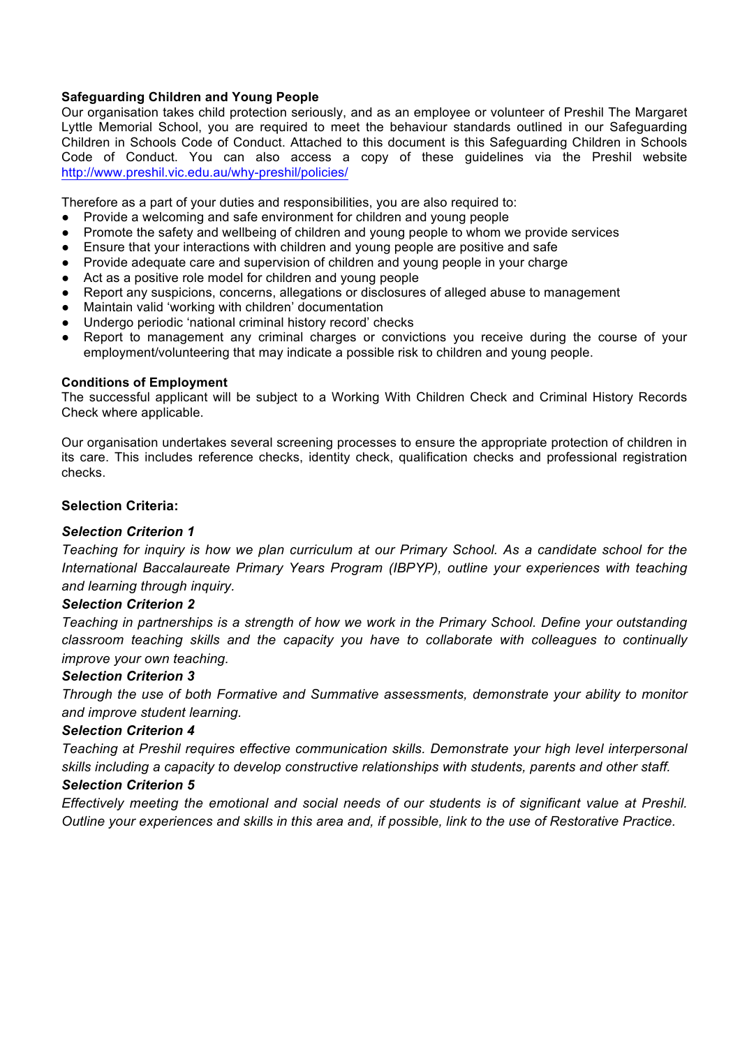**Safeguarding Children and Young People**

Our organisation takes child protection seriously, and as an employee or volunteer of Preshil The Margaret Lyttle Memorial School, you are required to meet the behaviour standards outlined in our Safeguarding Children in Schools Code of Conduct. Attached to this document is this Safeguarding Children in Schools Code of Conduct. You can also access a copy of these guidelines via the Preshil website [http://www.preshil.vic.edu.au/why-preshil/policies/](http://www.preshil.vic.edu.au/why-preshil/policies/)

Therefore as a part of your duties and responsibilities, you are also required to:

- Provide a welcoming and safe environment for children and young people
- Promote the safety and wellbeing of children and young people to whom we provide services
- Ensure that your interactions with children and young people are positive and safe
- Provide adequate care and supervision of children and young people in your charge
- Act as a positive role model for children and young people
- Report any suspicions, concerns, allegations or disclosures of alleged abuse to management
- Maintain valid 'working with children' documentation
- Undergo periodic 'national criminal history record' checks
- Report to management any criminal charges or convictions you receive during the course of your employment/volunteering that may indicate a possible risk to children and young people.

**Conditions of Employment**

The successful applicant will be subject to a Working With Children Check and Criminal History Records Check where applicable.

Our organisation undertakes several screening processes to ensure the appropriate protection of children in its care. This includes reference checks, identity check, qualification checks and professional registration checks.

**Selection Criteria:**

***Selection Criterion 1***

*Teaching for inquiry is how we plan curriculum at our Primary School. As a candidate school for the International Baccalaureate Primary Years Program (IBPYP), outline your experiences with teaching and learning through inquiry.*

***Selection Criterion 2***

*Teaching in partnerships is a strength of how we work in the Primary School. Define your outstanding classroom teaching skills and the capacity you have to collaborate with colleagues to continually improve your own teaching.*

***Selection Criterion 3***

*Through the use of both Formative and Summative assessments, demonstrate your ability to monitor and improve student learning.*

***Selection Criterion 4***

*Teaching at Preshil requires effective communication skills. Demonstrate your high level interpersonal skills including a capacity to develop constructive relationships with students, parents and other staff.*

***Selection Criterion 5***

*Effectively meeting the emotional and social needs of our students is of significant value at Preshil. Outline your experiences and skills in this area and, if possible, link to the use of Restorative Practice.*